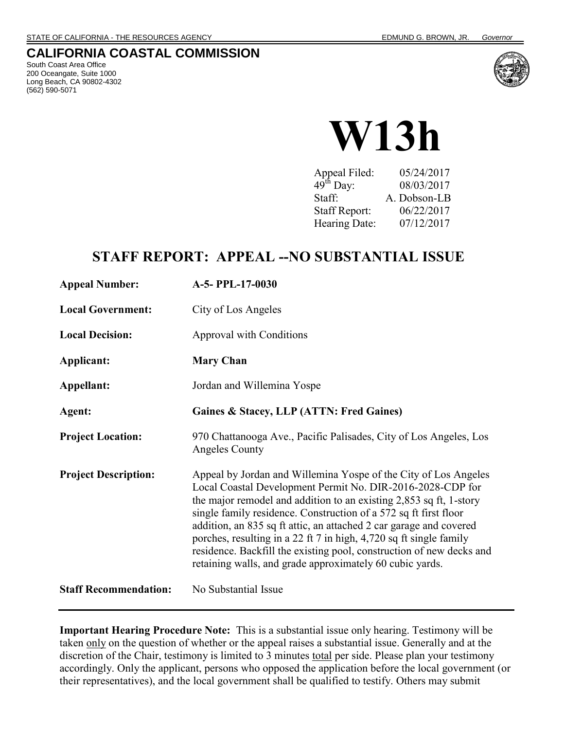STATE OF CALIFORNIA - THE RESOURCES AGENCY EDMUND G. BROWN, JR. *Governor*

**CALIFORNIA COASTAL COMMISSION**
South Coast Area Office
200 Oceangate, Suite 1000
Long Beach, CA 90802-4302
(562) 590-5071

# W13h

| | |
|---|---|
| Appeal Filed: | 05/24/2017 |
| 49th Day: | 08/03/2017 |
| Staff: | A. Dobson-LB |
| Staff Report: | 06/22/2017 |
| Hearing Date: | 07/12/2017 |

## STAFF REPORT: APPEAL --NO SUBSTANTIAL ISSUE

| | |
|---|---|
| **Appeal Number:** | **A-5- PPL-17-0030** |
| **Local Government:** | City of Los Angeles |
| **Local Decision:** | Approval with Conditions |
| **Applicant:** | **Mary Chan** |
| **Appellant:** | Jordan and Willemina Yospe |
| **Agent:** | **Gaines & Stacey, LLP (ATTN: Fred Gaines)** |
| **Project Location:** | 970 Chattanooga Ave., Pacific Palisades, City of Los Angeles, Los Angeles County |
| **Project Description:** | Appeal by Jordan and Willemina Yospe of the City of Los Angeles Local Coastal Development Permit No. DIR-2016-2028-CDP for the major remodel and addition to an existing 2,853 sq ft, 1-story single family residence. Construction of a 572 sq ft first floor addition, an 835 sq ft attic, an attached 2 car garage and covered porches, resulting in a 22 ft 7 in high, 4,720 sq ft single family residence. Backfill the existing pool, construction of new decks and retaining walls, and grade approximately 60 cubic yards. |
| **Staff Recommendation:** | No Substantial Issue |

---

**Important Hearing Procedure Note:** This is a substantial issue only hearing. Testimony will be taken only on the question of whether or the appeal raises a substantial issue. Generally and at the discretion of the Chair, testimony is limited to 3 minutes total per side. Please plan your testimony accordingly. Only the applicant, persons who opposed the application before the local government (or their representatives), and the local government shall be qualified to testify. Others may submit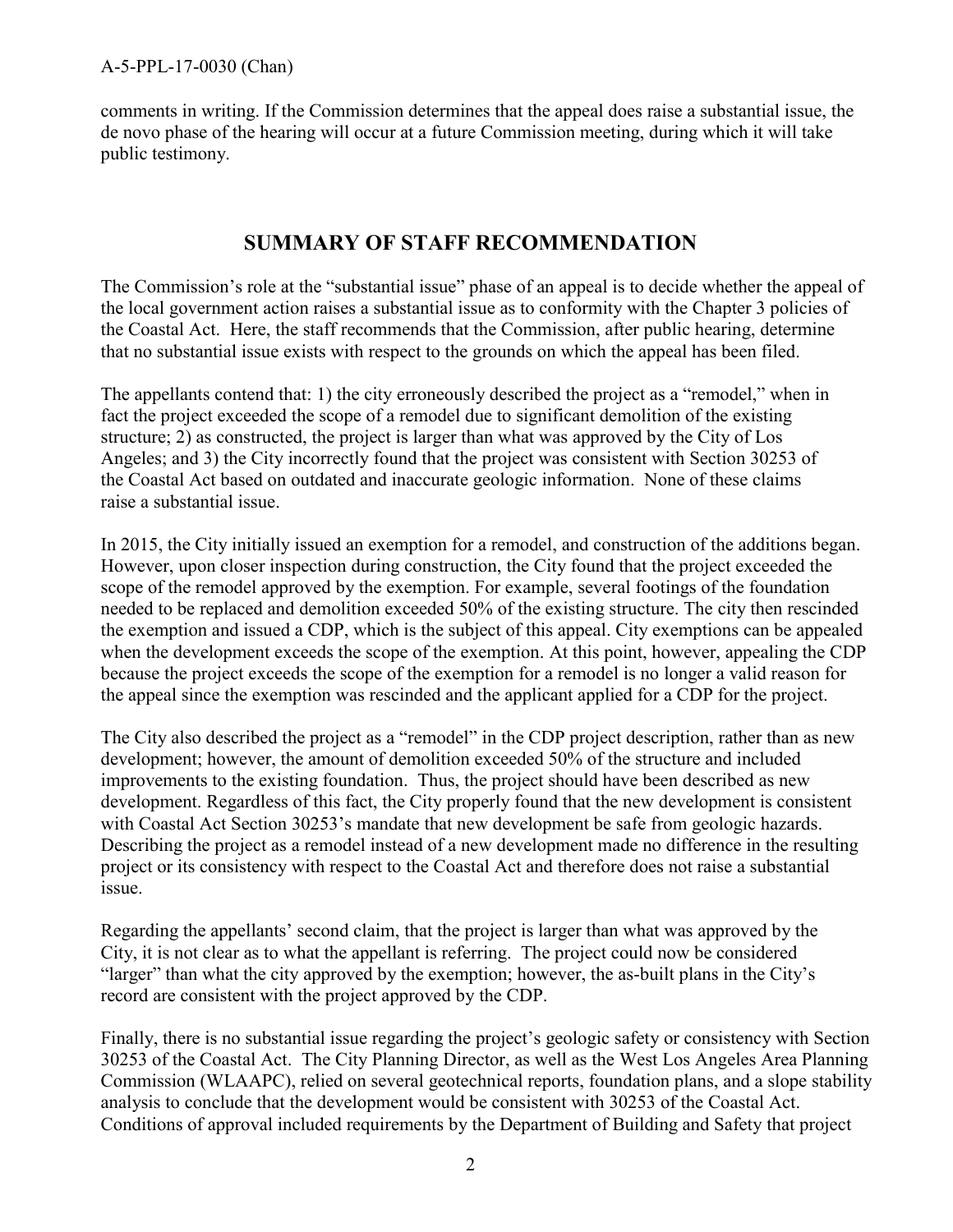comments in writing. If the Commission determines that the appeal does raise a substantial issue, the de novo phase of the hearing will occur at a future Commission meeting, during which it will take public testimony.

## SUMMARY OF STAFF RECOMMENDATION

The Commission's role at the "substantial issue" phase of an appeal is to decide whether the appeal of the local government action raises a substantial issue as to conformity with the Chapter 3 policies of the Coastal Act. Here, the staff recommends that the Commission, after public hearing, determine that no substantial issue exists with respect to the grounds on which the appeal has been filed.

The appellants contend that: 1) the city erroneously described the project as a "remodel," when in fact the project exceeded the scope of a remodel due to significant demolition of the existing structure; 2) as constructed, the project is larger than what was approved by the City of Los Angeles; and 3) the City incorrectly found that the project was consistent with Section 30253 of the Coastal Act based on outdated and inaccurate geologic information. None of these claims raise a substantial issue.

In 2015, the City initially issued an exemption for a remodel, and construction of the additions began. However, upon closer inspection during construction, the City found that the project exceeded the scope of the remodel approved by the exemption. For example, several footings of the foundation needed to be replaced and demolition exceeded 50% of the existing structure. The city then rescinded the exemption and issued a CDP, which is the subject of this appeal. City exemptions can be appealed when the development exceeds the scope of the exemption. At this point, however, appealing the CDP because the project exceeds the scope of the exemption for a remodel is no longer a valid reason for the appeal since the exemption was rescinded and the applicant applied for a CDP for the project.

The City also described the project as a "remodel" in the CDP project description, rather than as new development; however, the amount of demolition exceeded 50% of the structure and included improvements to the existing foundation. Thus, the project should have been described as new development. Regardless of this fact, the City properly found that the new development is consistent with Coastal Act Section 30253's mandate that new development be safe from geologic hazards. Describing the project as a remodel instead of a new development made no difference in the resulting project or its consistency with respect to the Coastal Act and therefore does not raise a substantial issue.

Regarding the appellants' second claim, that the project is larger than what was approved by the City, it is not clear as to what the appellant is referring. The project could now be considered "larger" than what the city approved by the exemption; however, the as-built plans in the City's record are consistent with the project approved by the CDP.

Finally, there is no substantial issue regarding the project's geologic safety or consistency with Section 30253 of the Coastal Act. The City Planning Director, as well as the West Los Angeles Area Planning Commission (WLAAPC), relied on several geotechnical reports, foundation plans, and a slope stability analysis to conclude that the development would be consistent with 30253 of the Coastal Act. Conditions of approval included requirements by the Department of Building and Safety that project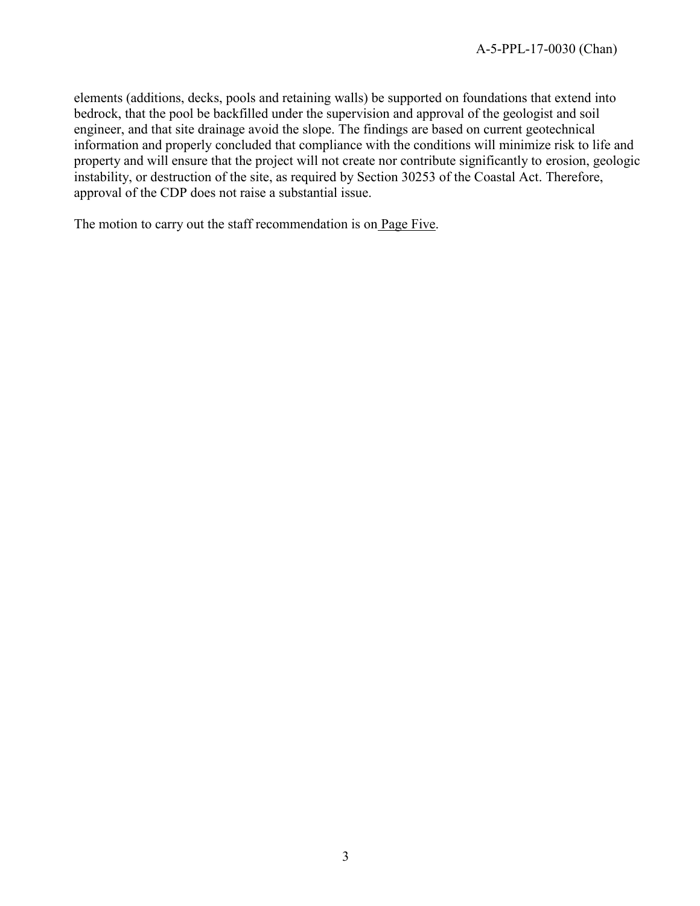elements (additions, decks, pools and retaining walls) be supported on foundations that extend into bedrock, that the pool be backfilled under the supervision and approval of the geologist and soil engineer, and that site drainage avoid the slope. The findings are based on current geotechnical information and properly concluded that compliance with the conditions will minimize risk to life and property and will ensure that the project will not create nor contribute significantly to erosion, geologic instability, or destruction of the site, as required by Section 30253 of the Coastal Act. Therefore, approval of the CDP does not raise a substantial issue.

The motion to carry out the staff recommendation is on Page Five.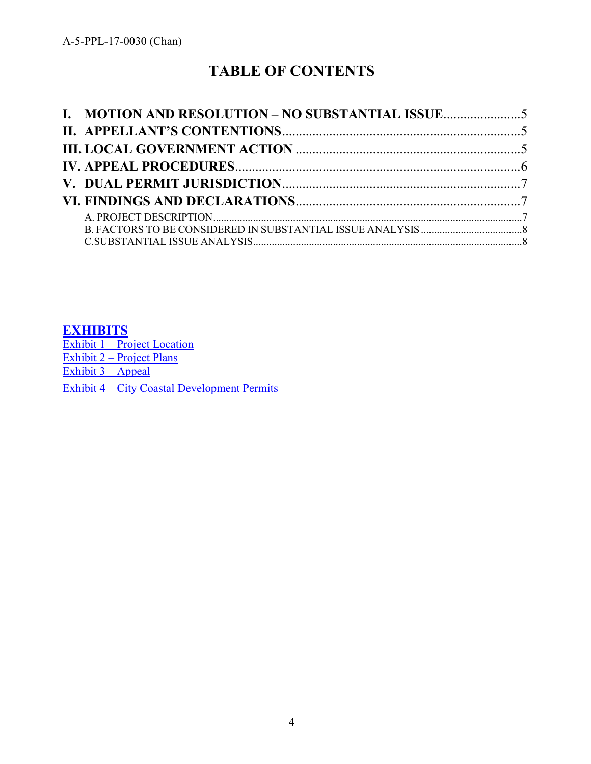# TABLE OF CONTENTS

**I. MOTION AND RESOLUTION – NO SUBSTANTIAL ISSUE** ....................... 5
**II. APPELLANT'S CONTENTIONS** ....................... 5
**III. LOCAL GOVERNMENT ACTION** ....................... 5
**IV. APPEAL PROCEDURES** ....................... 6
**V. DUAL PERMIT JURISDICTION** ....................... 7
**VI. FINDINGS AND DECLARATIONS** ....................... 7

A. PROJECT DESCRIPTION ....................... 7
B. FACTORS TO BE CONSIDERED IN SUBSTANTIAL ISSUE ANALYSIS ....................... 8
C.SUBSTANTIAL ISSUE ANALYSIS ....................... 8

**EXHIBITS**

Exhibit 1 – Project Location
Exhibit 2 – Project Plans
Exhibit 3 – Appeal
~~Exhibit 4 – City Coastal Development Permits~~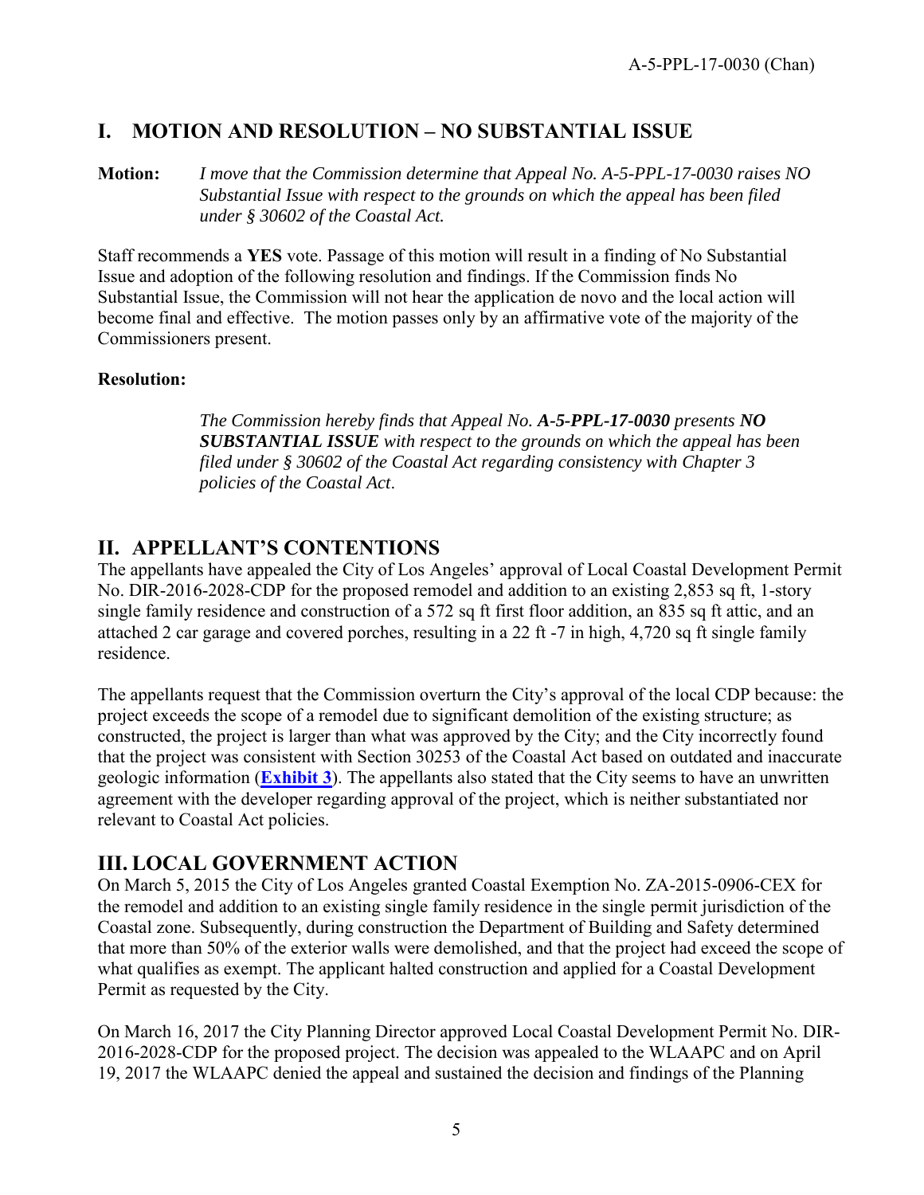## I. MOTION AND RESOLUTION – NO SUBSTANTIAL ISSUE

**Motion:** *I move that the Commission determine that Appeal No. A-5-PPL-17-0030 raises NO Substantial Issue with respect to the grounds on which the appeal has been filed under § 30602 of the Coastal Act.*

Staff recommends a **YES** vote. Passage of this motion will result in a finding of No Substantial Issue and adoption of the following resolution and findings. If the Commission finds No Substantial Issue, the Commission will not hear the application de novo and the local action will become final and effective. The motion passes only by an affirmative vote of the majority of the Commissioners present.

**Resolution:**

> *The Commission hereby finds that Appeal No.* ***A-5-PPL-17-0030*** *presents* ***NO SUBSTANTIAL ISSUE*** *with respect to the grounds on which the appeal has been filed under § 30602 of the Coastal Act regarding consistency with Chapter 3 policies of the Coastal Act*.

## II. APPELLANT'S CONTENTIONS

The appellants have appealed the City of Los Angeles' approval of Local Coastal Development Permit No. DIR-2016-2028-CDP for the proposed remodel and addition to an existing 2,853 sq ft, 1-story single family residence and construction of a 572 sq ft first floor addition, an 835 sq ft attic, and an attached 2 car garage and covered porches, resulting in a 22 ft -7 in high, 4,720 sq ft single family residence.

The appellants request that the Commission overturn the City's approval of the local CDP because: the project exceeds the scope of a remodel due to significant demolition of the existing structure; as constructed, the project is larger than what was approved by the City; and the City incorrectly found that the project was consistent with Section 30253 of the Coastal Act based on outdated and inaccurate geologic information (**Exhibit 3**). The appellants also stated that the City seems to have an unwritten agreement with the developer regarding approval of the project, which is neither substantiated nor relevant to Coastal Act policies.

## III. LOCAL GOVERNMENT ACTION

On March 5, 2015 the City of Los Angeles granted Coastal Exemption No. ZA-2015-0906-CEX for the remodel and addition to an existing single family residence in the single permit jurisdiction of the Coastal zone. Subsequently, during construction the Department of Building and Safety determined that more than 50% of the exterior walls were demolished, and that the project had exceed the scope of what qualifies as exempt. The applicant halted construction and applied for a Coastal Development Permit as requested by the City.

On March 16, 2017 the City Planning Director approved Local Coastal Development Permit No. DIR-2016-2028-CDP for the proposed project. The decision was appealed to the WLAAPC and on April 19, 2017 the WLAAPC denied the appeal and sustained the decision and findings of the Planning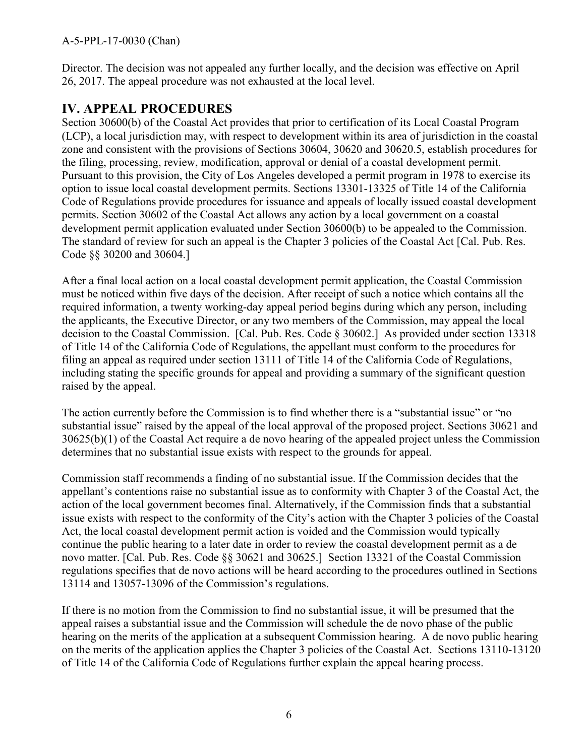Director. The decision was not appealed any further locally, and the decision was effective on April 26, 2017. The appeal procedure was not exhausted at the local level.

## IV. APPEAL PROCEDURES

Section 30600(b) of the Coastal Act provides that prior to certification of its Local Coastal Program (LCP), a local jurisdiction may, with respect to development within its area of jurisdiction in the coastal zone and consistent with the provisions of Sections 30604, 30620 and 30620.5, establish procedures for the filing, processing, review, modification, approval or denial of a coastal development permit. Pursuant to this provision, the City of Los Angeles developed a permit program in 1978 to exercise its option to issue local coastal development permits. Sections 13301-13325 of Title 14 of the California Code of Regulations provide procedures for issuance and appeals of locally issued coastal development permits. Section 30602 of the Coastal Act allows any action by a local government on a coastal development permit application evaluated under Section 30600(b) to be appealed to the Commission. The standard of review for such an appeal is the Chapter 3 policies of the Coastal Act [Cal. Pub. Res. Code §§ 30200 and 30604.]

After a final local action on a local coastal development permit application, the Coastal Commission must be noticed within five days of the decision. After receipt of such a notice which contains all the required information, a twenty working-day appeal period begins during which any person, including the applicants, the Executive Director, or any two members of the Commission, may appeal the local decision to the Coastal Commission. [Cal. Pub. Res. Code § 30602.] As provided under section 13318 of Title 14 of the California Code of Regulations, the appellant must conform to the procedures for filing an appeal as required under section 13111 of Title 14 of the California Code of Regulations, including stating the specific grounds for appeal and providing a summary of the significant question raised by the appeal.

The action currently before the Commission is to find whether there is a "substantial issue" or "no substantial issue" raised by the appeal of the local approval of the proposed project. Sections 30621 and 30625(b)(1) of the Coastal Act require a de novo hearing of the appealed project unless the Commission determines that no substantial issue exists with respect to the grounds for appeal.

Commission staff recommends a finding of no substantial issue. If the Commission decides that the appellant's contentions raise no substantial issue as to conformity with Chapter 3 of the Coastal Act, the action of the local government becomes final. Alternatively, if the Commission finds that a substantial issue exists with respect to the conformity of the City's action with the Chapter 3 policies of the Coastal Act, the local coastal development permit action is voided and the Commission would typically continue the public hearing to a later date in order to review the coastal development permit as a de novo matter. [Cal. Pub. Res. Code §§ 30621 and 30625.] Section 13321 of the Coastal Commission regulations specifies that de novo actions will be heard according to the procedures outlined in Sections 13114 and 13057-13096 of the Commission's regulations.

If there is no motion from the Commission to find no substantial issue, it will be presumed that the appeal raises a substantial issue and the Commission will schedule the de novo phase of the public hearing on the merits of the application at a subsequent Commission hearing. A de novo public hearing on the merits of the application applies the Chapter 3 policies of the Coastal Act. Sections 13110-13120 of Title 14 of the California Code of Regulations further explain the appeal hearing process.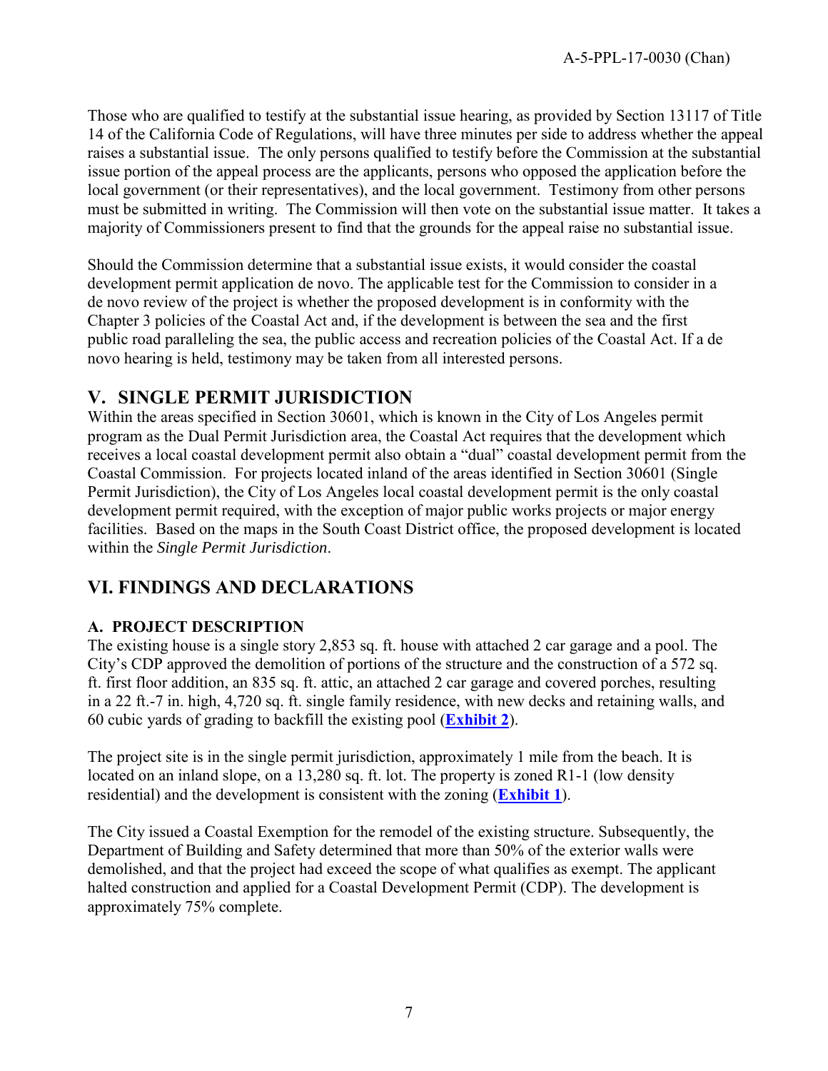Those who are qualified to testify at the substantial issue hearing, as provided by Section 13117 of Title 14 of the California Code of Regulations, will have three minutes per side to address whether the appeal raises a substantial issue. The only persons qualified to testify before the Commission at the substantial issue portion of the appeal process are the applicants, persons who opposed the application before the local government (or their representatives), and the local government. Testimony from other persons must be submitted in writing. The Commission will then vote on the substantial issue matter. It takes a majority of Commissioners present to find that the grounds for the appeal raise no substantial issue.

Should the Commission determine that a substantial issue exists, it would consider the coastal development permit application de novo. The applicable test for the Commission to consider in a de novo review of the project is whether the proposed development is in conformity with the Chapter 3 policies of the Coastal Act and, if the development is between the sea and the first public road paralleling the sea, the public access and recreation policies of the Coastal Act. If a de novo hearing is held, testimony may be taken from all interested persons.

## V. SINGLE PERMIT JURISDICTION

Within the areas specified in Section 30601, which is known in the City of Los Angeles permit program as the Dual Permit Jurisdiction area, the Coastal Act requires that the development which receives a local coastal development permit also obtain a "dual" coastal development permit from the Coastal Commission. For projects located inland of the areas identified in Section 30601 (Single Permit Jurisdiction), the City of Los Angeles local coastal development permit is the only coastal development permit required, with the exception of major public works projects or major energy facilities. Based on the maps in the South Coast District office, the proposed development is located within the *Single Permit Jurisdiction*.

## VI. FINDINGS AND DECLARATIONS

### A. PROJECT DESCRIPTION

The existing house is a single story 2,853 sq. ft. house with attached 2 car garage and a pool. The City's CDP approved the demolition of portions of the structure and the construction of a 572 sq. ft. first floor addition, an 835 sq. ft. attic, an attached 2 car garage and covered porches, resulting in a 22 ft.-7 in. high, 4,720 sq. ft. single family residence, with new decks and retaining walls, and 60 cubic yards of grading to backfill the existing pool (**Exhibit 2**).

The project site is in the single permit jurisdiction, approximately 1 mile from the beach. It is located on an inland slope, on a 13,280 sq. ft. lot. The property is zoned R1-1 (low density residential) and the development is consistent with the zoning (**Exhibit 1**).

The City issued a Coastal Exemption for the remodel of the existing structure. Subsequently, the Department of Building and Safety determined that more than 50% of the exterior walls were demolished, and that the project had exceed the scope of what qualifies as exempt. The applicant halted construction and applied for a Coastal Development Permit (CDP). The development is approximately 75% complete.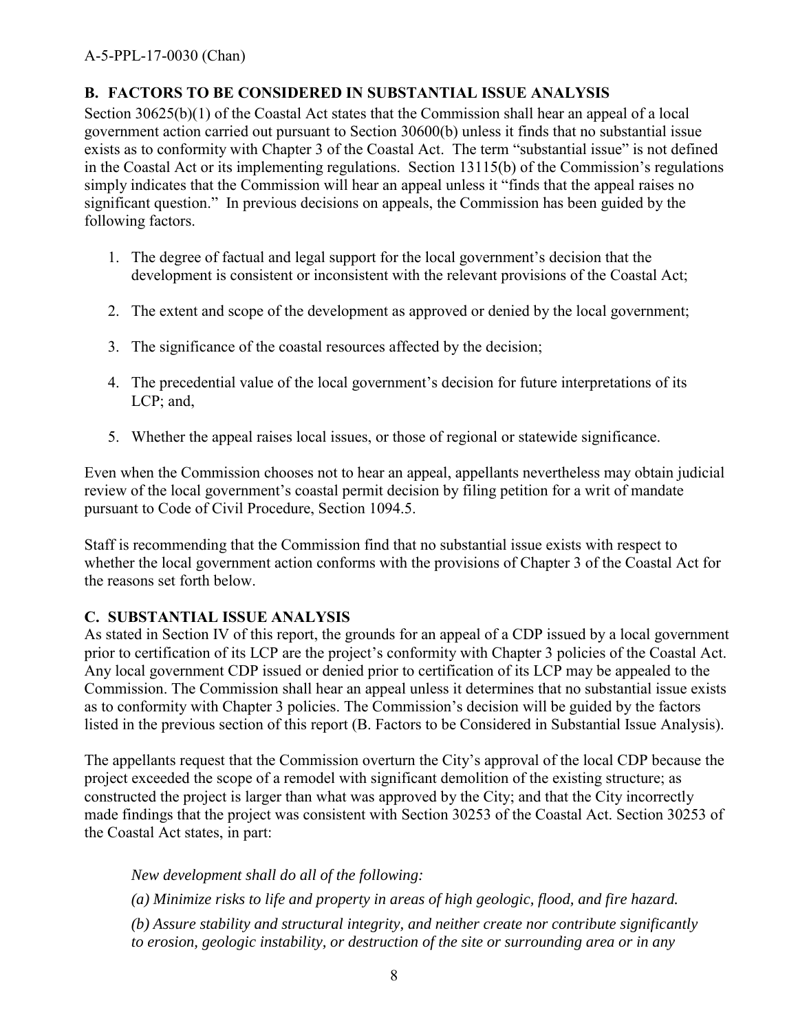## B. FACTORS TO BE CONSIDERED IN SUBSTANTIAL ISSUE ANALYSIS

Section 30625(b)(1) of the Coastal Act states that the Commission shall hear an appeal of a local government action carried out pursuant to Section 30600(b) unless it finds that no substantial issue exists as to conformity with Chapter 3 of the Coastal Act. The term "substantial issue" is not defined in the Coastal Act or its implementing regulations. Section 13115(b) of the Commission's regulations simply indicates that the Commission will hear an appeal unless it "finds that the appeal raises no significant question." In previous decisions on appeals, the Commission has been guided by the following factors.

1. The degree of factual and legal support for the local government's decision that the development is consistent or inconsistent with the relevant provisions of the Coastal Act;
2. The extent and scope of the development as approved or denied by the local government;
3. The significance of the coastal resources affected by the decision;
4. The precedential value of the local government's decision for future interpretations of its LCP; and,
5. Whether the appeal raises local issues, or those of regional or statewide significance.

Even when the Commission chooses not to hear an appeal, appellants nevertheless may obtain judicial review of the local government's coastal permit decision by filing petition for a writ of mandate pursuant to Code of Civil Procedure, Section 1094.5.

Staff is recommending that the Commission find that no substantial issue exists with respect to whether the local government action conforms with the provisions of Chapter 3 of the Coastal Act for the reasons set forth below.

## C. SUBSTANTIAL ISSUE ANALYSIS

As stated in Section IV of this report, the grounds for an appeal of a CDP issued by a local government prior to certification of its LCP are the project's conformity with Chapter 3 policies of the Coastal Act. Any local government CDP issued or denied prior to certification of its LCP may be appealed to the Commission. The Commission shall hear an appeal unless it determines that no substantial issue exists as to conformity with Chapter 3 policies. The Commission's decision will be guided by the factors listed in the previous section of this report (B. Factors to be Considered in Substantial Issue Analysis).

The appellants request that the Commission overturn the City's approval of the local CDP because the project exceeded the scope of a remodel with significant demolition of the existing structure; as constructed the project is larger than what was approved by the City; and that the City incorrectly made findings that the project was consistent with Section 30253 of the Coastal Act. Section 30253 of the Coastal Act states, in part:

> *New development shall do all of the following:*
>
> *(a) Minimize risks to life and property in areas of high geologic, flood, and fire hazard.*
>
> *(b) Assure stability and structural integrity, and neither create nor contribute significantly to erosion, geologic instability, or destruction of the site or surrounding area or in any*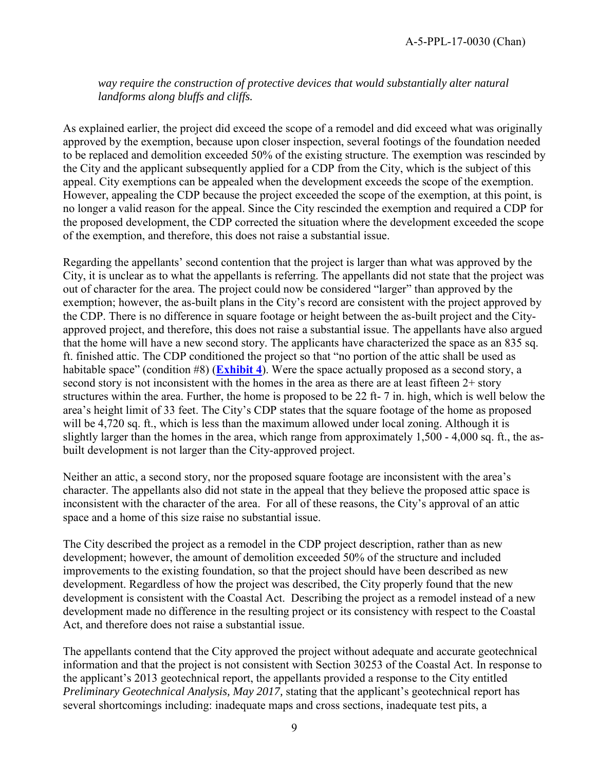*way require the construction of protective devices that would substantially alter natural landforms along bluffs and cliffs.*

As explained earlier, the project did exceed the scope of a remodel and did exceed what was originally approved by the exemption, because upon closer inspection, several footings of the foundation needed to be replaced and demolition exceeded 50% of the existing structure. The exemption was rescinded by the City and the applicant subsequently applied for a CDP from the City, which is the subject of this appeal. City exemptions can be appealed when the development exceeds the scope of the exemption. However, appealing the CDP because the project exceeded the scope of the exemption, at this point, is no longer a valid reason for the appeal. Since the City rescinded the exemption and required a CDP for the proposed development, the CDP corrected the situation where the development exceeded the scope of the exemption, and therefore, this does not raise a substantial issue.

Regarding the appellants' second contention that the project is larger than what was approved by the City, it is unclear as to what the appellants is referring. The appellants did not state that the project was out of character for the area. The project could now be considered "larger" than approved by the exemption; however, the as-built plans in the City's record are consistent with the project approved by the CDP. There is no difference in square footage or height between the as-built project and the City-approved project, and therefore, this does not raise a substantial issue. The appellants have also argued that the home will have a new second story. The applicants have characterized the space as an 835 sq. ft. finished attic. The CDP conditioned the project so that "no portion of the attic shall be used as habitable space" (condition #8) (**Exhibit 4**). Were the space actually proposed as a second story, a second story is not inconsistent with the homes in the area as there are at least fifteen 2+ story structures within the area. Further, the home is proposed to be 22 ft- 7 in. high, which is well below the area's height limit of 33 feet. The City's CDP states that the square footage of the home as proposed will be 4,720 sq. ft., which is less than the maximum allowed under local zoning. Although it is slightly larger than the homes in the area, which range from approximately 1,500 - 4,000 sq. ft., the as-built development is not larger than the City-approved project.

Neither an attic, a second story, nor the proposed square footage are inconsistent with the area's character. The appellants also did not state in the appeal that they believe the proposed attic space is inconsistent with the character of the area. For all of these reasons, the City's approval of an attic space and a home of this size raise no substantial issue.

The City described the project as a remodel in the CDP project description, rather than as new development; however, the amount of demolition exceeded 50% of the structure and included improvements to the existing foundation, so that the project should have been described as new development. Regardless of how the project was described, the City properly found that the new development is consistent with the Coastal Act. Describing the project as a remodel instead of a new development made no difference in the resulting project or its consistency with respect to the Coastal Act, and therefore does not raise a substantial issue.

The appellants contend that the City approved the project without adequate and accurate geotechnical information and that the project is not consistent with Section 30253 of the Coastal Act. In response to the applicant's 2013 geotechnical report, the appellants provided a response to the City entitled *Preliminary Geotechnical Analysis, May 2017,* stating that the applicant's geotechnical report has several shortcomings including: inadequate maps and cross sections, inadequate test pits, a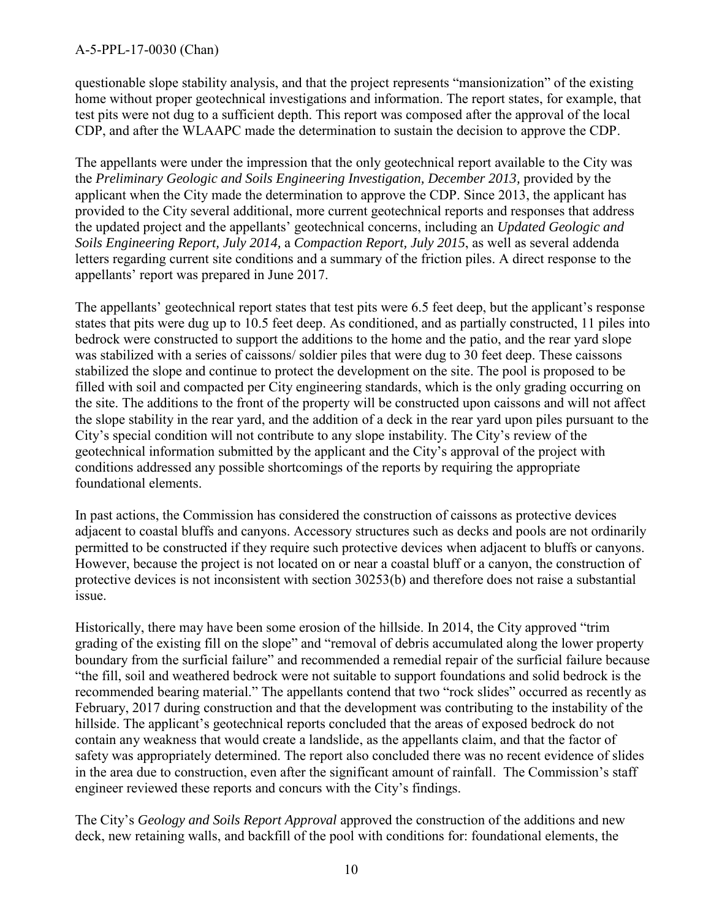questionable slope stability analysis, and that the project represents "mansionization" of the existing home without proper geotechnical investigations and information. The report states, for example, that test pits were not dug to a sufficient depth. This report was composed after the approval of the local CDP, and after the WLAAPC made the determination to sustain the decision to approve the CDP.

The appellants were under the impression that the only geotechnical report available to the City was the *Preliminary Geologic and Soils Engineering Investigation, December 2013,* provided by the applicant when the City made the determination to approve the CDP. Since 2013, the applicant has provided to the City several additional, more current geotechnical reports and responses that address the updated project and the appellants' geotechnical concerns, including an *Updated Geologic and Soils Engineering Report, July 2014,* a *Compaction Report, July 2015*, as well as several addenda letters regarding current site conditions and a summary of the friction piles. A direct response to the appellants' report was prepared in June 2017.

The appellants' geotechnical report states that test pits were 6.5 feet deep, but the applicant's response states that pits were dug up to 10.5 feet deep. As conditioned, and as partially constructed, 11 piles into bedrock were constructed to support the additions to the home and the patio, and the rear yard slope was stabilized with a series of caissons/ soldier piles that were dug to 30 feet deep. These caissons stabilized the slope and continue to protect the development on the site. The pool is proposed to be filled with soil and compacted per City engineering standards, which is the only grading occurring on the site. The additions to the front of the property will be constructed upon caissons and will not affect the slope stability in the rear yard, and the addition of a deck in the rear yard upon piles pursuant to the City's special condition will not contribute to any slope instability. The City's review of the geotechnical information submitted by the applicant and the City's approval of the project with conditions addressed any possible shortcomings of the reports by requiring the appropriate foundational elements.

In past actions, the Commission has considered the construction of caissons as protective devices adjacent to coastal bluffs and canyons. Accessory structures such as decks and pools are not ordinarily permitted to be constructed if they require such protective devices when adjacent to bluffs or canyons. However, because the project is not located on or near a coastal bluff or a canyon, the construction of protective devices is not inconsistent with section 30253(b) and therefore does not raise a substantial issue.

Historically, there may have been some erosion of the hillside. In 2014, the City approved "trim grading of the existing fill on the slope" and "removal of debris accumulated along the lower property boundary from the surficial failure" and recommended a remedial repair of the surficial failure because "the fill, soil and weathered bedrock were not suitable to support foundations and solid bedrock is the recommended bearing material." The appellants contend that two "rock slides" occurred as recently as February, 2017 during construction and that the development was contributing to the instability of the hillside. The applicant's geotechnical reports concluded that the areas of exposed bedrock do not contain any weakness that would create a landslide, as the appellants claim, and that the factor of safety was appropriately determined. The report also concluded there was no recent evidence of slides in the area due to construction, even after the significant amount of rainfall. The Commission's staff engineer reviewed these reports and concurs with the City's findings.

The City's *Geology and Soils Report Approval* approved the construction of the additions and new deck, new retaining walls, and backfill of the pool with conditions for: foundational elements, the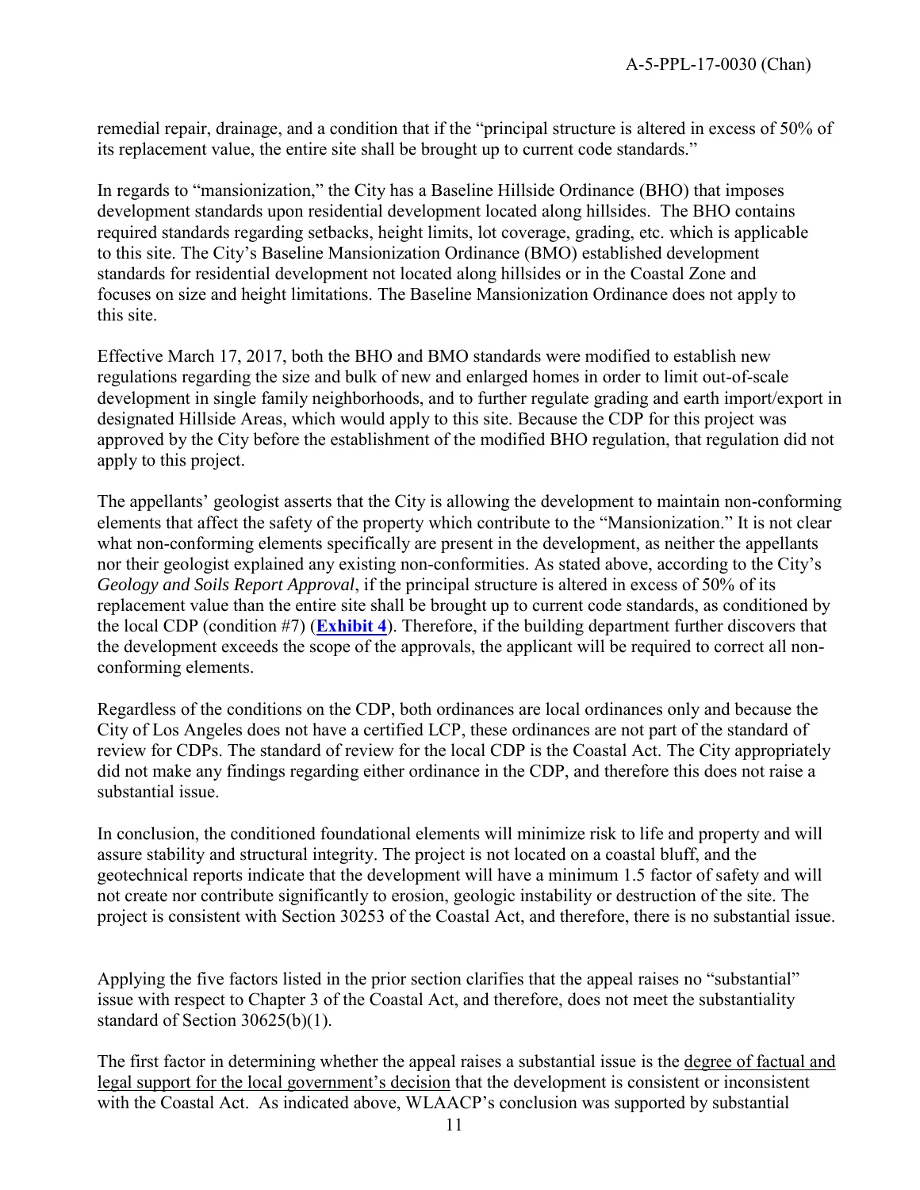remedial repair, drainage, and a condition that if the "principal structure is altered in excess of 50% of its replacement value, the entire site shall be brought up to current code standards."

In regards to "mansionization," the City has a Baseline Hillside Ordinance (BHO) that imposes development standards upon residential development located along hillsides. The BHO contains required standards regarding setbacks, height limits, lot coverage, grading, etc. which is applicable to this site. The City's Baseline Mansionization Ordinance (BMO) established development standards for residential development not located along hillsides or in the Coastal Zone and focuses on size and height limitations. The Baseline Mansionization Ordinance does not apply to this site.

Effective March 17, 2017, both the BHO and BMO standards were modified to establish new regulations regarding the size and bulk of new and enlarged homes in order to limit out-of-scale development in single family neighborhoods, and to further regulate grading and earth import/export in designated Hillside Areas, which would apply to this site. Because the CDP for this project was approved by the City before the establishment of the modified BHO regulation, that regulation did not apply to this project.

The appellants' geologist asserts that the City is allowing the development to maintain non-conforming elements that affect the safety of the property which contribute to the "Mansionization." It is not clear what non-conforming elements specifically are present in the development, as neither the appellants nor their geologist explained any existing non-conformities. As stated above, according to the City's *Geology and Soils Report Approval*, if the principal structure is altered in excess of 50% of its replacement value than the entire site shall be brought up to current code standards, as conditioned by the local CDP (condition #7) (**Exhibit 4**). Therefore, if the building department further discovers that the development exceeds the scope of the approvals, the applicant will be required to correct all non-conforming elements.

Regardless of the conditions on the CDP, both ordinances are local ordinances only and because the City of Los Angeles does not have a certified LCP, these ordinances are not part of the standard of review for CDPs. The standard of review for the local CDP is the Coastal Act. The City appropriately did not make any findings regarding either ordinance in the CDP, and therefore this does not raise a substantial issue.

In conclusion, the conditioned foundational elements will minimize risk to life and property and will assure stability and structural integrity. The project is not located on a coastal bluff, and the geotechnical reports indicate that the development will have a minimum 1.5 factor of safety and will not create nor contribute significantly to erosion, geologic instability or destruction of the site. The project is consistent with Section 30253 of the Coastal Act, and therefore, there is no substantial issue.

Applying the five factors listed in the prior section clarifies that the appeal raises no "substantial" issue with respect to Chapter 3 of the Coastal Act, and therefore, does not meet the substantiality standard of Section 30625(b)(1).

The first factor in determining whether the appeal raises a substantial issue is the degree of factual and legal support for the local government's decision that the development is consistent or inconsistent with the Coastal Act. As indicated above, WLAACP's conclusion was supported by substantial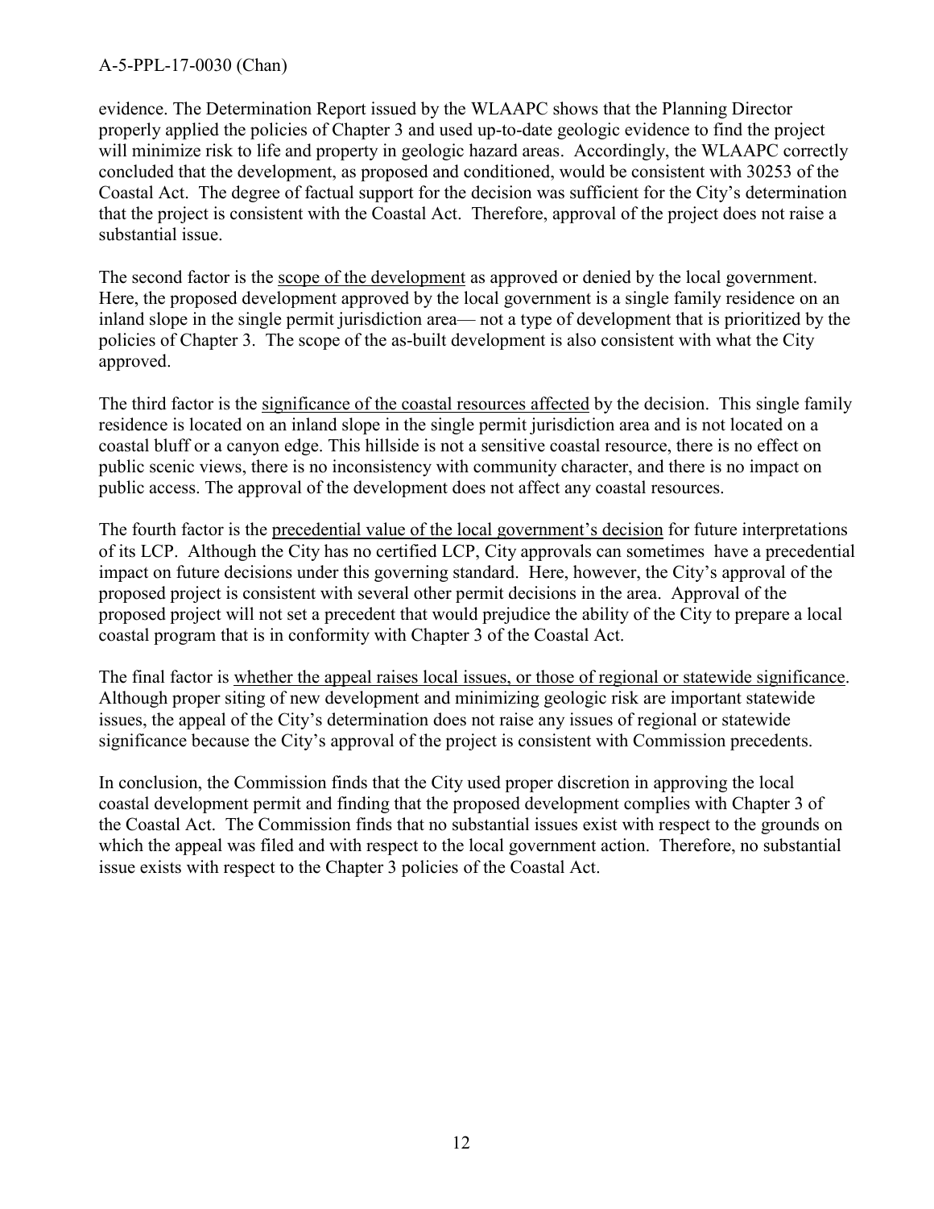evidence. The Determination Report issued by the WLAAPC shows that the Planning Director properly applied the policies of Chapter 3 and used up-to-date geologic evidence to find the project will minimize risk to life and property in geologic hazard areas. Accordingly, the WLAAPC correctly concluded that the development, as proposed and conditioned, would be consistent with 30253 of the Coastal Act. The degree of factual support for the decision was sufficient for the City's determination that the project is consistent with the Coastal Act. Therefore, approval of the project does not raise a substantial issue.

The second factor is the <u>scope of the development</u> as approved or denied by the local government. Here, the proposed development approved by the local government is a single family residence on an inland slope in the single permit jurisdiction area— not a type of development that is prioritized by the policies of Chapter 3. The scope of the as-built development is also consistent with what the City approved.

The third factor is the <u>significance of the coastal resources affected</u> by the decision. This single family residence is located on an inland slope in the single permit jurisdiction area and is not located on a coastal bluff or a canyon edge. This hillside is not a sensitive coastal resource, there is no effect on public scenic views, there is no inconsistency with community character, and there is no impact on public access. The approval of the development does not affect any coastal resources.

The fourth factor is the <u>precedential value of the local government's decision</u> for future interpretations of its LCP. Although the City has no certified LCP, City approvals can sometimes have a precedential impact on future decisions under this governing standard. Here, however, the City's approval of the proposed project is consistent with several other permit decisions in the area. Approval of the proposed project will not set a precedent that would prejudice the ability of the City to prepare a local coastal program that is in conformity with Chapter 3 of the Coastal Act.

The final factor is <u>whether the appeal raises local issues, or those of regional or statewide significance</u>. Although proper siting of new development and minimizing geologic risk are important statewide issues, the appeal of the City's determination does not raise any issues of regional or statewide significance because the City's approval of the project is consistent with Commission precedents.

In conclusion, the Commission finds that the City used proper discretion in approving the local coastal development permit and finding that the proposed development complies with Chapter 3 of the Coastal Act. The Commission finds that no substantial issues exist with respect to the grounds on which the appeal was filed and with respect to the local government action. Therefore, no substantial issue exists with respect to the Chapter 3 policies of the Coastal Act.